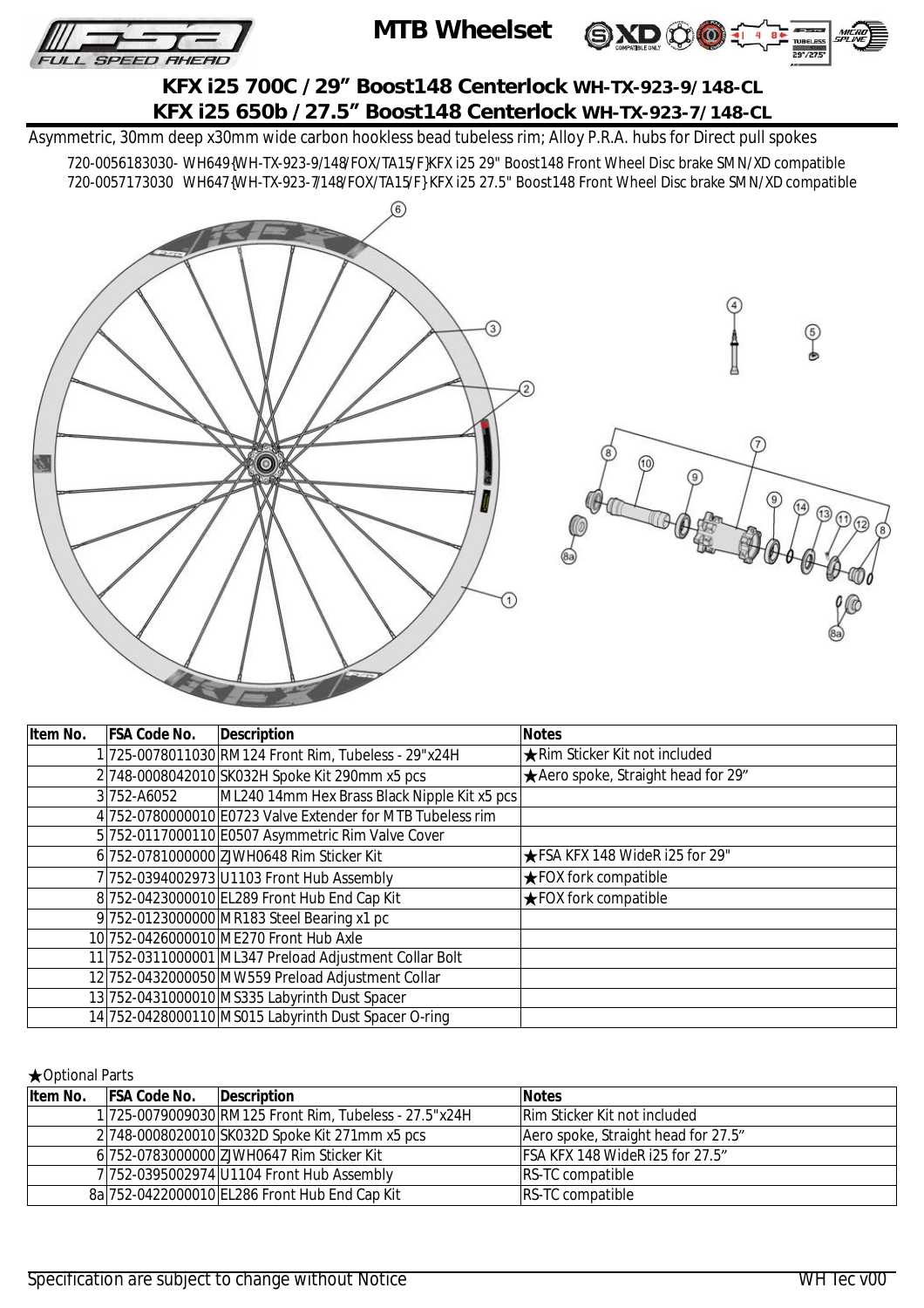# MTB Wheelset

## KFX i25 700C / 29" Boost148 Centerlock WH-TX-923-9/148-CL
## KFX i25 650b / 27.5" Boost148 Centerlock WH-TX-923-7/148-CL

Asymmetric, 30mm deep x30mm wide carbon hookless bead tubeless rim; Alloy P.R.A. hubs for Direct pull spokes

720-0056183030- WH649{WH-TX-923-9/148/FOX/TA15/F}KFX i25 29" Boost148 Front Wheel Disc brake SMN/XD compatible
720-0057173030 WH647{WH-TX-923-7/148/FOX/TA15/F} KFX i25 27.5" Boost148 Front Wheel Disc brake SMN/XD compatible

| Item No. | FSA Code No. | Description | Notes |
|---|---|---|---|
| 1 | 725-0078011030 | RM124 Front Rim, Tubeless - 29"x24H | ★Rim Sticker Kit not included |
| 2 | 748-0008042010 | SK032H Spoke Kit 290mm x5 pcs | ★Aero spoke, Straight head for 29" |
| 3 | 752-A6052 | ML240 14mm Hex Brass Black Nipple Kit x5 pcs | |
| 4 | 752-0780000010 | E0723 Valve Extender for MTB Tubeless rim | |
| 5 | 752-0117000110 | E0507 Asymmetric Rim Valve Cover | |
| 6 | 752-0781000000 | ZJWH0648 Rim Sticker Kit | ★FSA KFX 148 WideR i25 for 29" |
| 7 | 752-0394002973 | U1103 Front Hub Assembly | ★FOX fork compatible |
| 8 | 752-0423000010 | EL289 Front Hub End Cap Kit | ★FOX fork compatible |
| 9 | 752-0123000000 | MR183 Steel Bearing x1 pc | |
| 10 | 752-0426000010 | ME270 Front Hub Axle | |
| 11 | 752-0311000001 | ML347 Preload Adjustment Collar Bolt | |
| 12 | 752-0432000050 | MW559 Preload Adjustment Collar | |
| 13 | 752-0431000010 | MS335 Labyrinth Dust Spacer | |
| 14 | 752-0428000110 | MS015 Labyrinth Dust Spacer O-ring | |

★Optional Parts

| Item No. | FSA Code No. | Description | Notes |
|---|---|---|---|
| 1 | 725-0079009030 | RM125 Front Rim, Tubeless - 27.5"x24H | Rim Sticker Kit not included |
| 2 | 748-0008020010 | SK032D Spoke Kit 271mm x5 pcs | Aero spoke, Straight head for 27.5" |
| 6 | 752-0783000000 | ZJWH0647 Rim Sticker Kit | FSA KFX 148 WideR i25 for 27.5" |
| 7 | 752-0395002974 | U1104 Front Hub Assembly | RS-TC compatible |
| 8a | 752-0422000010 | EL286 Front Hub End Cap Kit | RS-TC compatible |

Specification are subject to change without Notice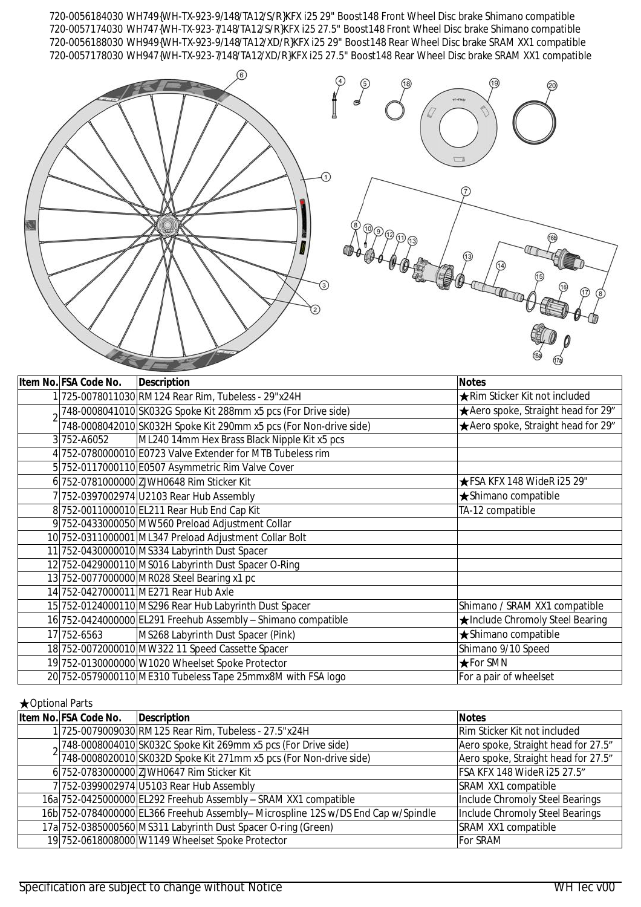720-0056184030 WH749{WH-TX-923-9/148/TA12/S/R}KFX i25 29" Boost148 Front Wheel Disc brake Shimano compatible
720-0057174030 WH747{WH-TX-923-7/148/TA12/S/R}KFX i25 27.5" Boost148 Front Wheel Disc brake Shimano compatible
720-0056188030 WH949{WH-TX-923-9/148/TA12/XD/R}KFX i25 29" Boost148 Rear Wheel Disc brake SRAM XX1 compatible
720-0057178030 WH947{WH-TX-923-7/148/TA12/XD/R}KFX i25 27.5" Boost148 Rear Wheel Disc brake SRAM XX1 compatible

| Item No. | FSA Code No. | Description | Notes |
|---|---|---|---|
| 1 | 725-0078011030 | RM124 Rear Rim, Tubeless - 29"x24H | ★Rim Sticker Kit not included |
| 2 | 748-0008041010 | SK032G Spoke Kit 288mm x5 pcs (For Drive side) | ★Aero spoke, Straight head for 29" |
| | 748-0008042010 | SK032H Spoke Kit 290mm x5 pcs (For Non-drive side) | ★Aero spoke, Straight head for 29" |
| 3 | 752-A6052 | ML240 14mm Hex Brass Black Nipple Kit x5 pcs | |
| 4 | 752-0780000010 | E0723 Valve Extender for MTB Tubeless rim | |
| 5 | 752-0117000110 | E0507 Asymmetric Rim Valve Cover | |
| 6 | 752-0781000000 | ZJWH0648 Rim Sticker Kit | ★FSA KFX 148 WideR i25 29" |
| 7 | 752-0397002974 | U2103 Rear Hub Assembly | ★Shimano compatible |
| 8 | 752-0011000010 | EL211 Rear Hub End Cap Kit | TA-12 compatible |
| 9 | 752-0433000050 | MW560 Preload Adjustment Collar | |
| 10 | 752-0311000001 | ML347 Preload Adjustment Collar Bolt | |
| 11 | 752-0430000010 | MS334 Labyrinth Dust Spacer | |
| 12 | 752-0429000110 | MS016 Labyrinth Dust Spacer O-Ring | |
| 13 | 752-0077000000 | MR028 Steel Bearing x1 pc | |
| 14 | 752-0427000011 | ME271 Rear Hub Axle | |
| 15 | 752-0124000110 | MS296 Rear Hub Labyrinth Dust Spacer | Shimano / SRAM XX1 compatible |
| 16 | 752-0424000000 | EL291 Freehub Assembly – Shimano compatible | ★Include Chromoly Steel Bearing |
| 17 | 752-6563 | MS268 Labyrinth Dust Spacer (Pink) | ★Shimano compatible |
| 18 | 752-0072000010 | MW322 11 Speed Cassette Spacer | Shimano 9/10 Speed |
| 19 | 752-0130000000 | W1020 Wheelset Spoke Protector | ★For SMN |
| 20 | 752-0579000110 | ME310 Tubeless Tape 25mmx8M with FSA logo | For a pair of wheelset |

★Optional Parts

| Item No. | FSA Code No. | Description | Notes |
|---|---|---|---|
| 1 | 725-0079009030 | RM125 Rear Rim, Tubeless - 27.5"x24H | Rim Sticker Kit not included |
| 2 | 748-0008004010 | SK032C Spoke Kit 269mm x5 pcs (For Drive side) | Aero spoke, Straight head for 27.5" |
| | 748-0008020010 | SK032D Spoke Kit 271mm x5 pcs (For Non-drive side) | Aero spoke, Straight head for 27.5" |
| 6 | 752-0783000000 | ZJWH0647 Rim Sticker Kit | FSA KFX 148 WideR i25 27.5" |
| 7 | 752-0399002974 | U5103 Rear Hub Assembly | SRAM XX1 compatible |
| 16a | 752-0425000000 | EL292 Freehub Assembly – SRAM XX1 compatible | Include Chromoly Steel Bearings |
| 16b | 752-0784000000 | EL366 Freehub Assembly– Microspline 12S w/DS End Cap w/Spindle | Include Chromoly Steel Bearings |
| 17a | 752-0385000560 | MS311 Labyrinth Dust Spacer O-ring (Green) | SRAM XX1 compatible |
| 19 | 752-0618008000 | W1149 Wheelset Spoke Protector | For SRAM |

Specification are subject to change without Notice